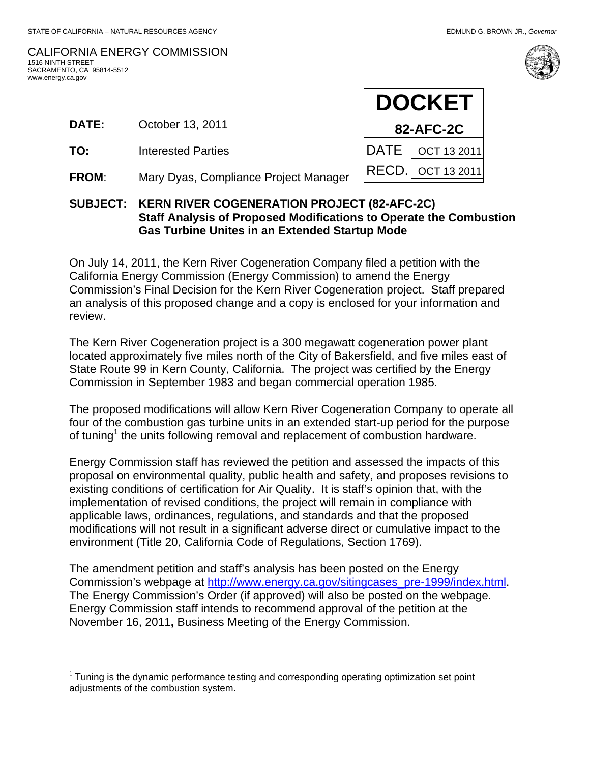STATE OF CALIFORNIA – NATURAL RESOURCES AGENCY | EDMUND G. BROWN JR., *Governor*

CALIFORNIA ENERGY COMMISSION
1516 NINTH STREET
SACRAMENTO, CA 95814-5512
www.energy.ca.gov

| DOCKET | |
|---|---|
| 82-AFC-2C | |
| DATE | OCT 13 2011 |
| RECD. | OCT 13 2011 |

**DATE:** October 13, 2011

**TO:** Interested Parties

**FROM**: Mary Dyas, Compliance Project Manager

**SUBJECT: KERN RIVER COGENERATION PROJECT (82-AFC-2C) Staff Analysis of Proposed Modifications to Operate the Combustion Gas Turbine Unites in an Extended Startup Mode**

On July 14, 2011, the Kern River Cogeneration Company filed a petition with the California Energy Commission (Energy Commission) to amend the Energy Commission's Final Decision for the Kern River Cogeneration project. Staff prepared an analysis of this proposed change and a copy is enclosed for your information and review.

The Kern River Cogeneration project is a 300 megawatt cogeneration power plant located approximately five miles north of the City of Bakersfield, and five miles east of State Route 99 in Kern County, California. The project was certified by the Energy Commission in September 1983 and began commercial operation 1985.

The proposed modifications will allow Kern River Cogeneration Company to operate all four of the combustion gas turbine units in an extended start-up period for the purpose of tuning[1] the units following removal and replacement of combustion hardware.

Energy Commission staff has reviewed the petition and assessed the impacts of this proposal on environmental quality, public health and safety, and proposes revisions to existing conditions of certification for Air Quality. It is staff's opinion that, with the implementation of revised conditions, the project will remain in compliance with applicable laws, ordinances, regulations, and standards and that the proposed modifications will not result in a significant adverse direct or cumulative impact to the environment (Title 20, California Code of Regulations, Section 1769).

The amendment petition and staff's analysis has been posted on the Energy Commission's webpage at http://www.energy.ca.gov/sitingcases_pre-1999/index.html. The Energy Commission's Order (if approved) will also be posted on the webpage. Energy Commission staff intends to recommend approval of the petition at the November 16, 2011**,** Business Meeting of the Energy Commission.

[1] Tuning is the dynamic performance testing and corresponding operating optimization set point adjustments of the combustion system.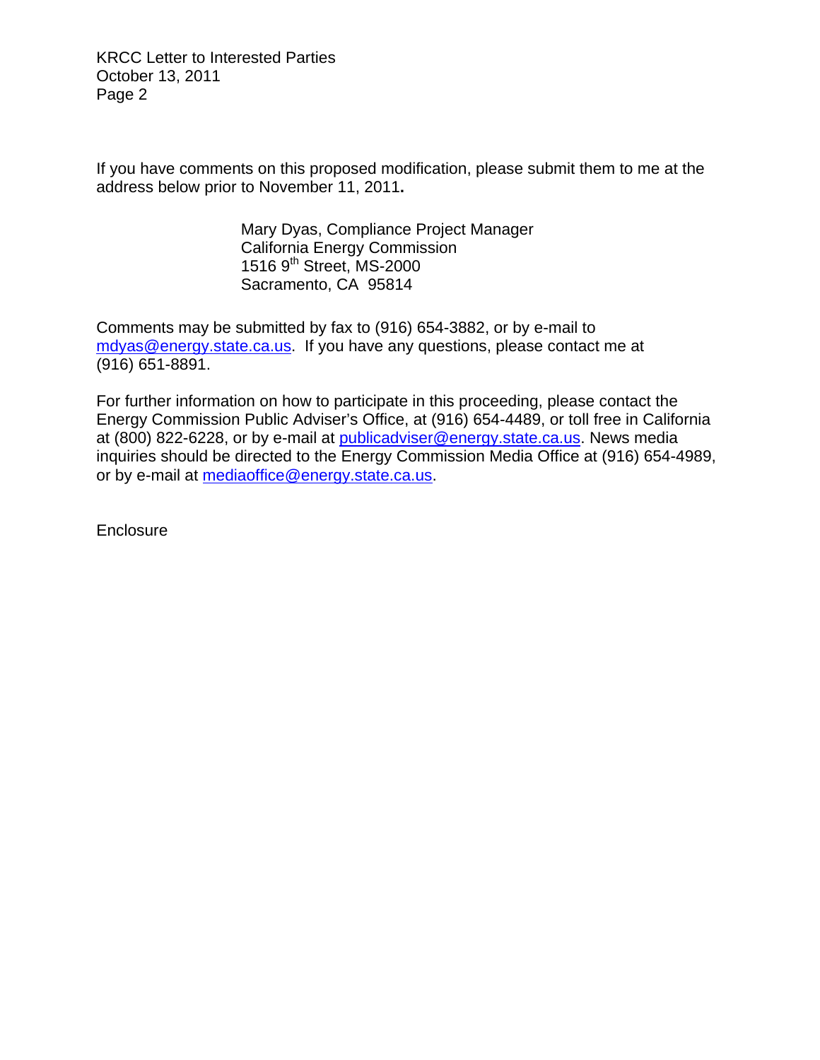If you have comments on this proposed modification, please submit them to me at the address below prior to November 11, 2011**.**

Mary Dyas, Compliance Project Manager  
California Energy Commission  
1516 9th Street, MS-2000  
Sacramento, CA 95814

Comments may be submitted by fax to (916) 654-3882, or by e-mail to mdyas@energy.state.ca.us. If you have any questions, please contact me at (916) 651-8891.

For further information on how to participate in this proceeding, please contact the Energy Commission Public Adviser's Office, at (916) 654-4489, or toll free in California at (800) 822-6228, or by e-mail at publicadviser@energy.state.ca.us. News media inquiries should be directed to the Energy Commission Media Office at (916) 654-4989, or by e-mail at mediaoffice@energy.state.ca.us.

Enclosure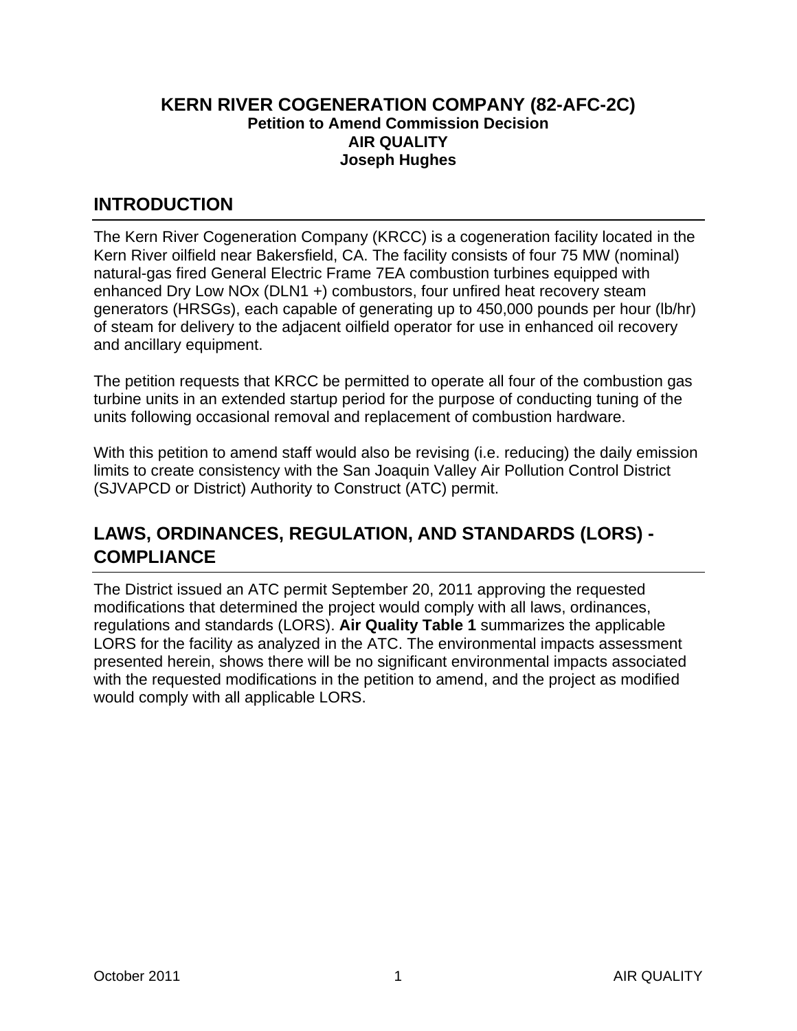# KERN RIVER COGENERATION COMPANY (82-AFC-2C)

**Petition to Amend Commission Decision**
**AIR QUALITY**
**Joseph Hughes**

## INTRODUCTION

The Kern River Cogeneration Company (KRCC) is a cogeneration facility located in the Kern River oilfield near Bakersfield, CA. The facility consists of four 75 MW (nominal) natural-gas fired General Electric Frame 7EA combustion turbines equipped with enhanced Dry Low NOx (DLN1 +) combustors, four unfired heat recovery steam generators (HRSGs), each capable of generating up to 450,000 pounds per hour (lb/hr) of steam for delivery to the adjacent oilfield operator for use in enhanced oil recovery and ancillary equipment.

The petition requests that KRCC be permitted to operate all four of the combustion gas turbine units in an extended startup period for the purpose of conducting tuning of the units following occasional removal and replacement of combustion hardware.

With this petition to amend staff would also be revising (i.e. reducing) the daily emission limits to create consistency with the San Joaquin Valley Air Pollution Control District (SJVAPCD or District) Authority to Construct (ATC) permit.

## LAWS, ORDINANCES, REGULATION, AND STANDARDS (LORS) - COMPLIANCE

The District issued an ATC permit September 20, 2011 approving the requested modifications that determined the project would comply with all laws, ordinances, regulations and standards (LORS). **Air Quality Table 1** summarizes the applicable LORS for the facility as analyzed in the ATC. The environmental impacts assessment presented herein, shows there will be no significant environmental impacts associated with the requested modifications in the petition to amend, and the project as modified would comply with all applicable LORS.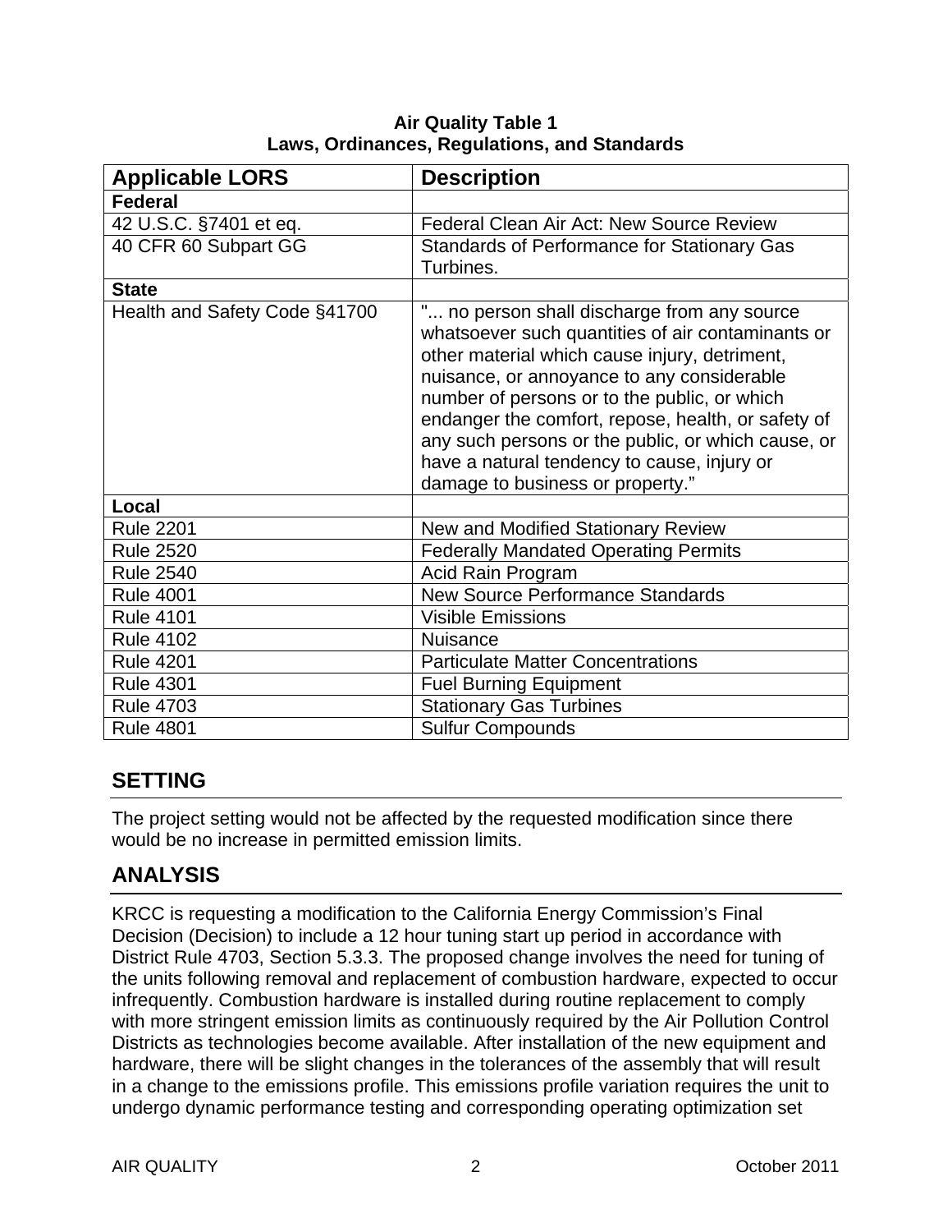**Air Quality Table 1**
**Laws, Ordinances, Regulations, and Standards**

| Applicable LORS | Description |
|---|---|
| **Federal** | |
| 42 U.S.C. §7401 et eq. | Federal Clean Air Act: New Source Review |
| 40 CFR 60 Subpart GG | Standards of Performance for Stationary Gas Turbines. |
| **State** | |
| Health and Safety Code §41700 | "... no person shall discharge from any source whatsoever such quantities of air contaminants or other material which cause injury, detriment, nuisance, or annoyance to any considerable number of persons or to the public, or which endanger the comfort, repose, health, or safety of any such persons or the public, or which cause, or have a natural tendency to cause, injury or damage to business or property." |
| **Local** | |
| Rule 2201 | New and Modified Stationary Review |
| Rule 2520 | Federally Mandated Operating Permits |
| Rule 2540 | Acid Rain Program |
| Rule 4001 | New Source Performance Standards |
| Rule 4101 | Visible Emissions |
| Rule 4102 | Nuisance |
| Rule 4201 | Particulate Matter Concentrations |
| Rule 4301 | Fuel Burning Equipment |
| Rule 4703 | Stationary Gas Turbines |
| Rule 4801 | Sulfur Compounds |

## SETTING

The project setting would not be affected by the requested modification since there would be no increase in permitted emission limits.

## ANALYSIS

KRCC is requesting a modification to the California Energy Commission's Final Decision (Decision) to include a 12 hour tuning start up period in accordance with District Rule 4703, Section 5.3.3. The proposed change involves the need for tuning of the units following removal and replacement of combustion hardware, expected to occur infrequently. Combustion hardware is installed during routine replacement to comply with more stringent emission limits as continuously required by the Air Pollution Control Districts as technologies become available. After installation of the new equipment and hardware, there will be slight changes in the tolerances of the assembly that will result in a change to the emissions profile. This emissions profile variation requires the unit to undergo dynamic performance testing and corresponding operating optimization set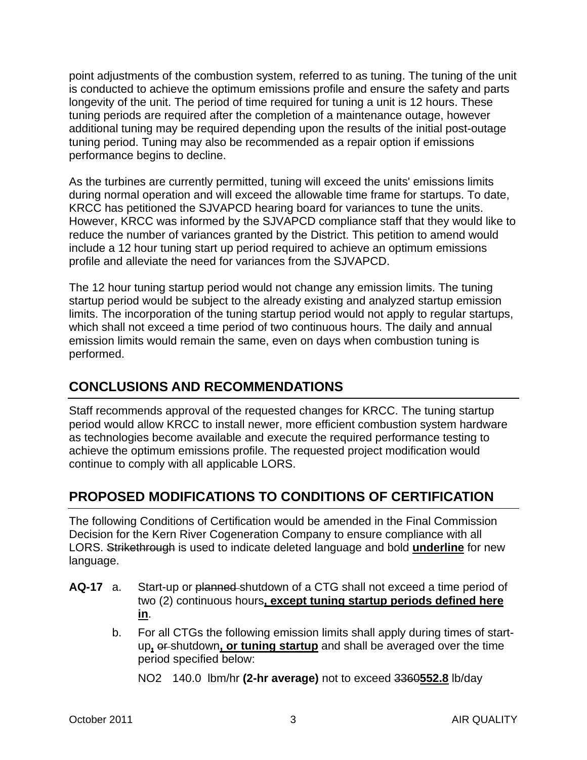point adjustments of the combustion system, referred to as tuning. The tuning of the unit is conducted to achieve the optimum emissions profile and ensure the safety and parts longevity of the unit. The period of time required for tuning a unit is 12 hours. These tuning periods are required after the completion of a maintenance outage, however additional tuning may be required depending upon the results of the initial post-outage tuning period. Tuning may also be recommended as a repair option if emissions performance begins to decline.

As the turbines are currently permitted, tuning will exceed the units' emissions limits during normal operation and will exceed the allowable time frame for startups. To date, KRCC has petitioned the SJVAPCD hearing board for variances to tune the units. However, KRCC was informed by the SJVAPCD compliance staff that they would like to reduce the number of variances granted by the District. This petition to amend would include a 12 hour tuning start up period required to achieve an optimum emissions profile and alleviate the need for variances from the SJVAPCD.

The 12 hour tuning startup period would not change any emission limits. The tuning startup period would be subject to the already existing and analyzed startup emission limits. The incorporation of the tuning startup period would not apply to regular startups, which shall not exceed a time period of two continuous hours. The daily and annual emission limits would remain the same, even on days when combustion tuning is performed.

## CONCLUSIONS AND RECOMMENDATIONS

Staff recommends approval of the requested changes for KRCC. The tuning startup period would allow KRCC to install newer, more efficient combustion system hardware as technologies become available and execute the required performance testing to achieve the optimum emissions profile. The requested project modification would continue to comply with all applicable LORS.

## PROPOSED MODIFICATIONS TO CONDITIONS OF CERTIFICATION

The following Conditions of Certification would be amended in the Final Commission Decision for the Kern River Cogeneration Company to ensure compliance with all LORS. ~~Strikethrough~~ is used to indicate deleted language and bold **<u>underline</u>** for new language.

**AQ-17** a. Start-up or ~~planned~~ shutdown of a CTG shall not exceed a time period of two (2) continuous hours**<u>, except tuning startup periods defined here in</u>**.

b. For all CTGs the following emission limits shall apply during times of start-up**<u>,</u>** ~~or~~ shutdown**<u>, or tuning startup</u>** and shall be averaged over the time period specified below:

NO2 140.0 lbm/hr **(2-hr average)** not to exceed ~~3360~~**<u>552.8</u>** lb/day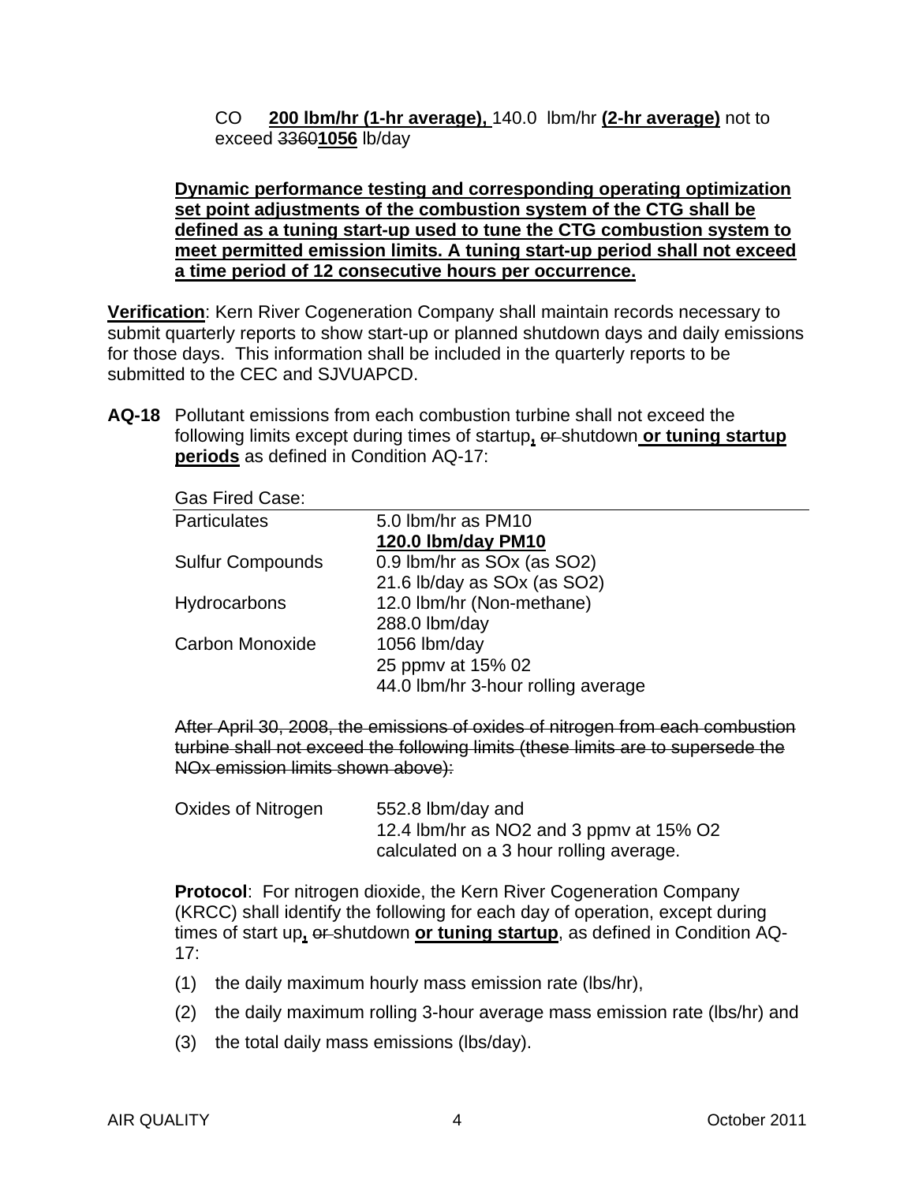CO **200 lbm/hr (1-hr average),** 140.0 lbm/hr **(2-hr average)** not to exceed ~~3360~~**1056** lb/day

**Dynamic performance testing and corresponding operating optimization set point adjustments of the combustion system of the CTG shall be defined as a tuning start-up used to tune the CTG combustion system to meet permitted emission limits. A tuning start-up period shall not exceed a time period of 12 consecutive hours per occurrence.**

**Verification**: Kern River Cogeneration Company shall maintain records necessary to submit quarterly reports to show start-up or planned shutdown days and daily emissions for those days. This information shall be included in the quarterly reports to be submitted to the CEC and SJVUAPCD.

**AQ-18** Pollutant emissions from each combustion turbine shall not exceed the following limits except during times of startup**,** ~~or~~ shutdown **or tuning startup periods** as defined in Condition AQ-17:

| Gas Fired Case: | |
|---|---|
| Particulates | 5.0 lbm/hr as PM10 |
| | **120.0 lbm/day PM10** |
| Sulfur Compounds | 0.9 lbm/hr as SOx (as SO2) |
| | 21.6 lb/day as SOx (as SO2) |
| Hydrocarbons | 12.0 lbm/hr (Non-methane) |
| | 288.0 lbm/day |
| Carbon Monoxide | 1056 lbm/day |
| | 25 ppmv at 15% 02 |
| | 44.0 lbm/hr 3-hour rolling average |

~~After April 30, 2008, the emissions of oxides of nitrogen from each combustion turbine shall not exceed the following limits (these limits are to supersede the NOx emission limits shown above):~~

| | |
|---|---|
| Oxides of Nitrogen | 552.8 lbm/day and |
| | 12.4 lbm/hr as NO2 and 3 ppmv at 15% O2 calculated on a 3 hour rolling average. |

**Protocol**: For nitrogen dioxide, the Kern River Cogeneration Company (KRCC) shall identify the following for each day of operation, except during times of start up**,** ~~or~~ shutdown **or tuning startup**, as defined in Condition AQ-17:

(1) the daily maximum hourly mass emission rate (lbs/hr),

(2) the daily maximum rolling 3-hour average mass emission rate (lbs/hr) and

(3) the total daily mass emissions (lbs/day).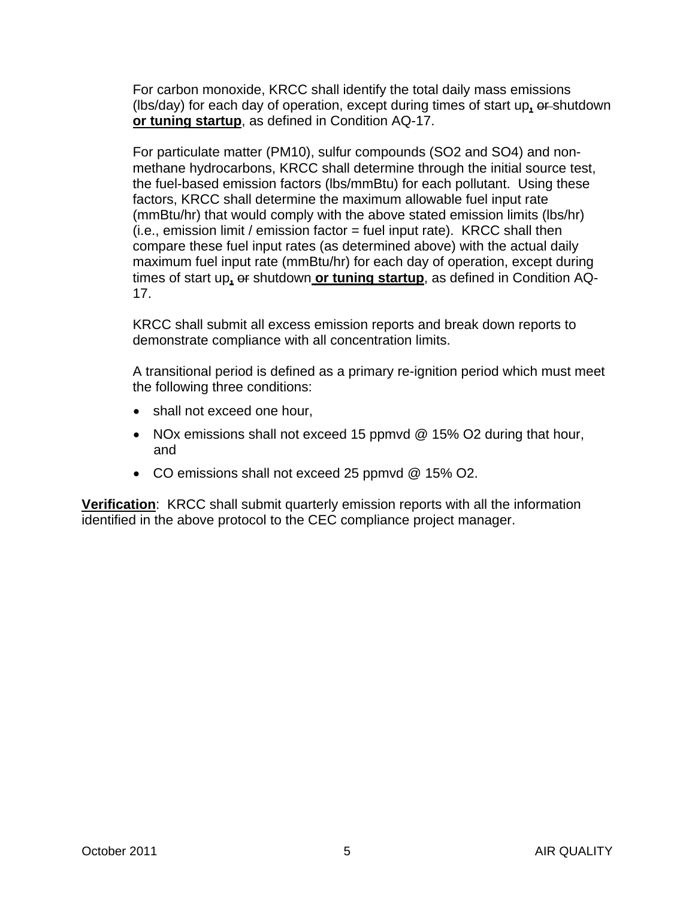For carbon monoxide, KRCC shall identify the total daily mass emissions (lbs/day) for each day of operation, except during times of start up**,** ~~or~~ shutdown **or tuning startup**, as defined in Condition AQ-17.

For particulate matter (PM10), sulfur compounds ($SO_2$ and $SO_4$) and non-methane hydrocarbons, KRCC shall determine through the initial source test, the fuel-based emission factors (lbs/mmBtu) for each pollutant. Using these factors, KRCC shall determine the maximum allowable fuel input rate (mmBtu/hr) that would comply with the above stated emission limits (lbs/hr) (i.e., emission limit / emission factor = fuel input rate). KRCC shall then compare these fuel input rates (as determined above) with the actual daily maximum fuel input rate (mmBtu/hr) for each day of operation, except during times of start up**,** ~~or~~ shutdown **or tuning startup**, as defined in Condition AQ-17.

KRCC shall submit all excess emission reports and break down reports to demonstrate compliance with all concentration limits.

A transitional period is defined as a primary re-ignition period which must meet the following three conditions:

- shall not exceed one hour,
- NOx emissions shall not exceed 15 ppmvd @ 15% $O_2$ during that hour, and
- CO emissions shall not exceed 25 ppmvd @ 15% $O_2$.

**Verification**: KRCC shall submit quarterly emission reports with all the information identified in the above protocol to the CEC compliance project manager.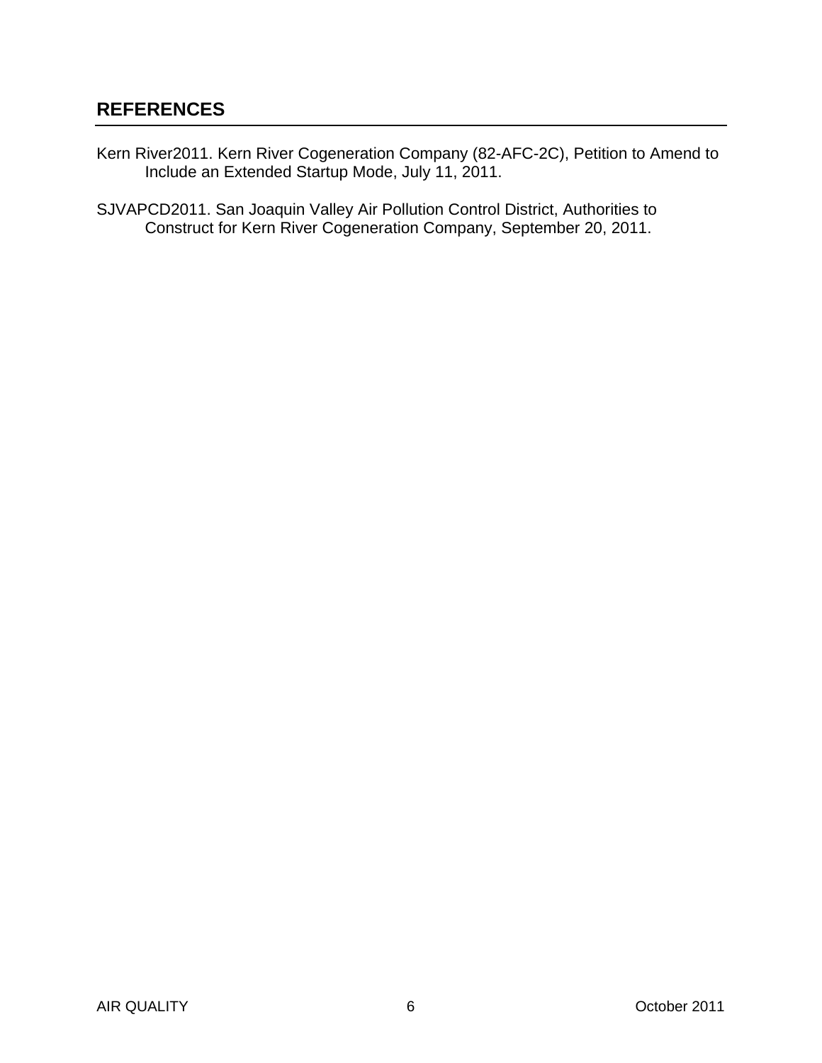## REFERENCES

Kern River2011. Kern River Cogeneration Company (82-AFC-2C), Petition to Amend to Include an Extended Startup Mode, July 11, 2011.

SJVAPCD2011. San Joaquin Valley Air Pollution Control District, Authorities to Construct for Kern River Cogeneration Company, September 20, 2011.